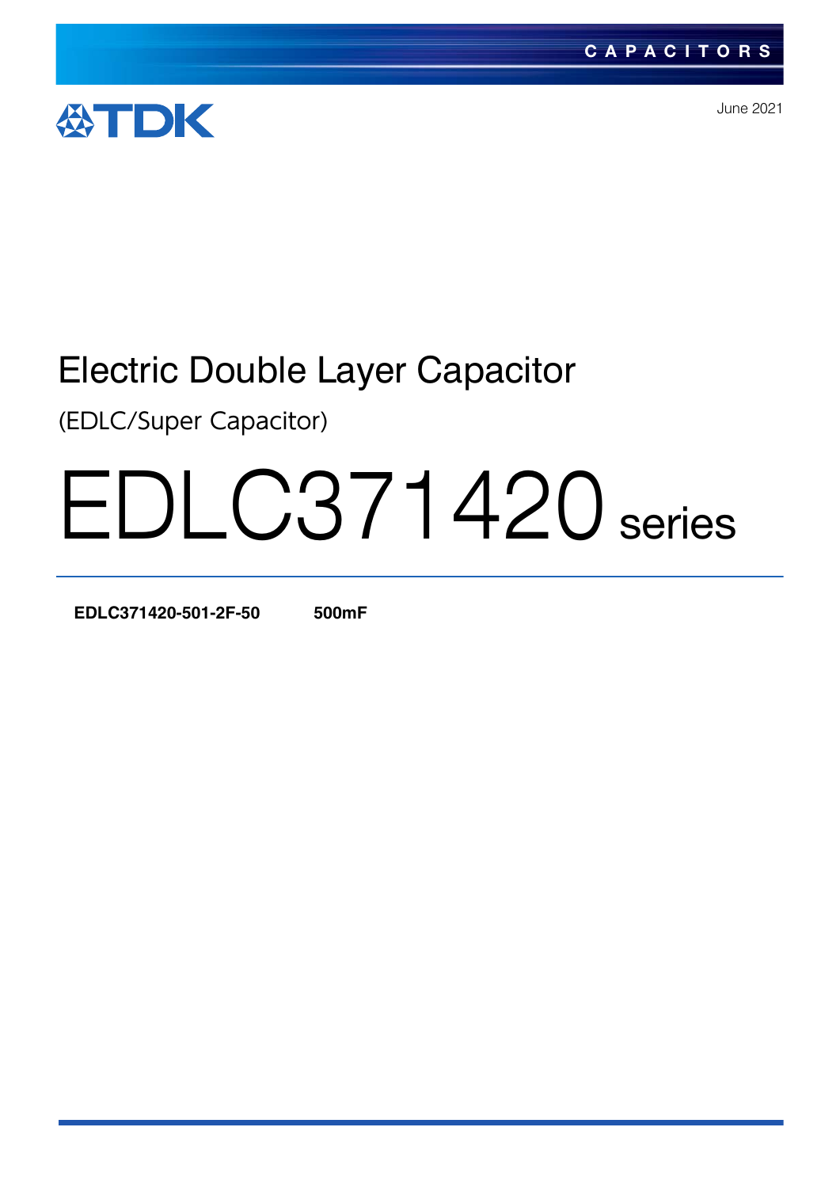CAPACITORS

TDK

June 2021

# Electric Double Layer Capacitor

(EDLC/Super Capacitor)

# EDLC371420 series

| **EDLC371420-501-2F-50** | **500mF** |
|---|---|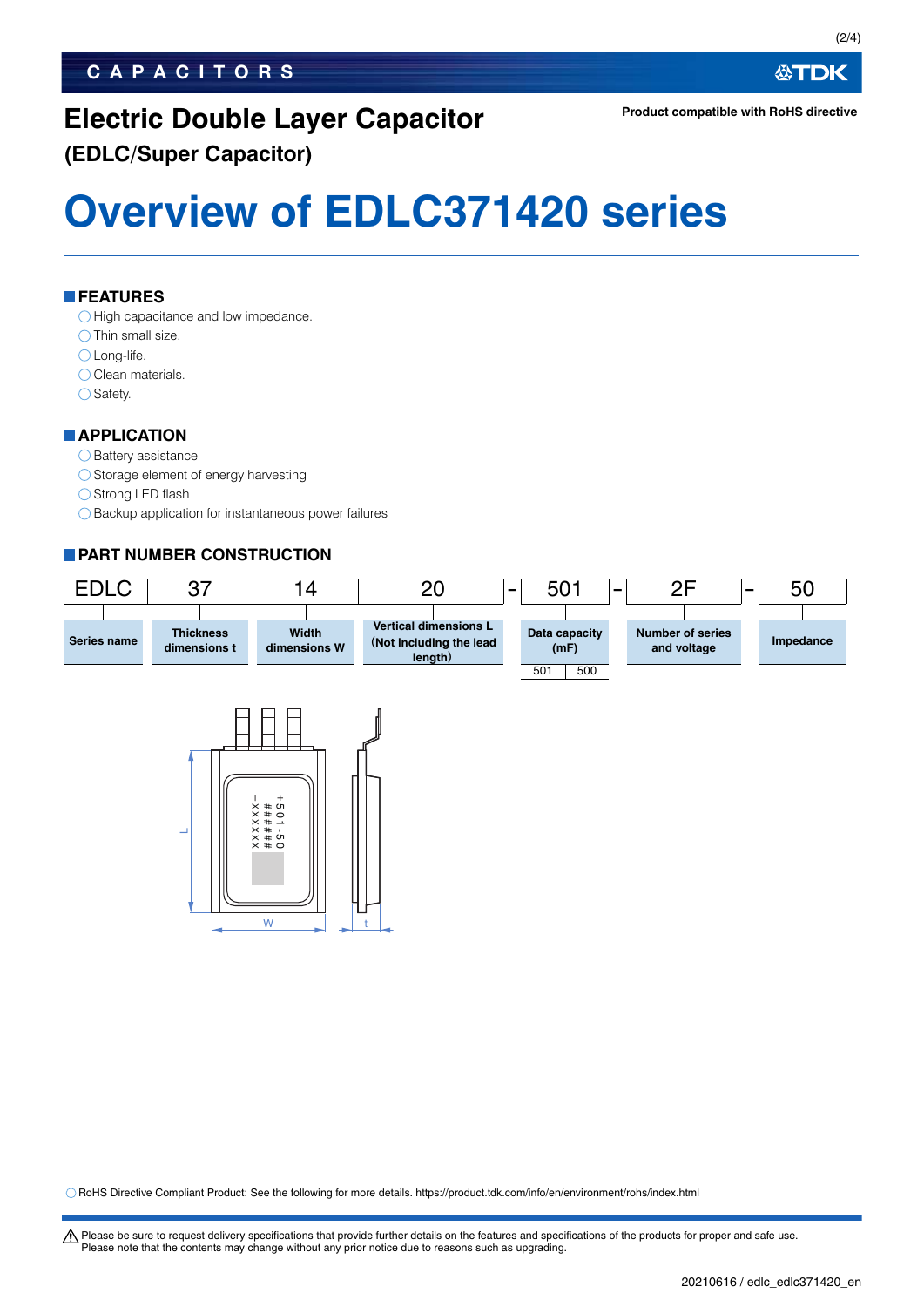# Electric Double Layer Capacitor

**(EDLC/Super Capacitor)**

**Product compatible with RoHS directive**

# Overview of EDLC371420 series

## FEATURES

- ◯ High capacitance and low impedance.
- ◯ Thin small size.
- ◯ Long-life.
- ◯ Clean materials.
- ◯ Safety.

## APPLICATION

- ◯ Battery assistance
- ◯ Storage element of energy harvesting
- ◯ Strong LED flash
- ◯ Backup application for instantaneous power failures

## PART NUMBER CONSTRUCTION

| EDLC | 37 | 14 | 20 | - | 501 | - | 2F | - | 50 |
|---|---|---|---|---|---|---|---|---|---|
| Series name | Thickness dimensions t | Width dimensions W | Vertical dimensions L (Not including the lead length) | | Data capacity (mF) | | Number of series and voltage | | Impedance |

| Data capacity code | Capacity (mF) |
|---|---|
| 501 | 500 |

L

W

t

+501-50
######
-XXXXXX

◯ RoHS Directive Compliant Product: See the following for more details. https://product.tdk.com/info/en/environment/rohs/index.html

⚠ Please be sure to request delivery specifications that provide further details on the features and specifications of the products for proper and safe use.
Please note that the contents may change without any prior notice due to reasons such as upgrading.

20210616 / edlc_edlc371420_en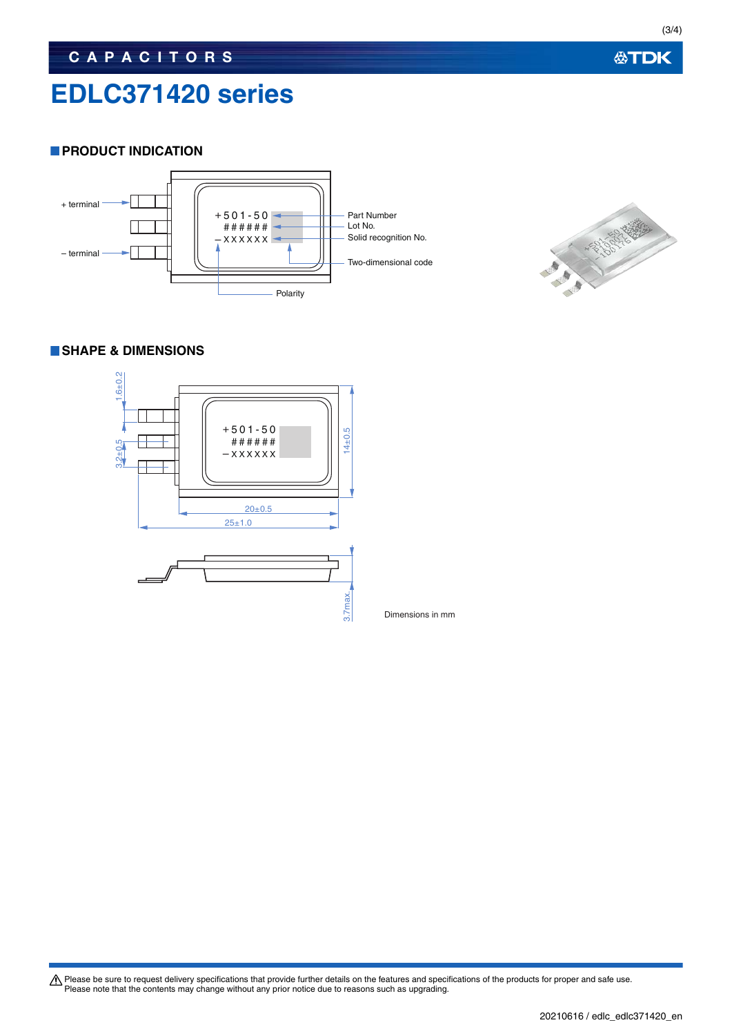# EDLC371420 series

## PRODUCT INDICATION

+ terminal

– terminal

+501-50
######
–XXXXXX

Part Number
Lot No.
Solid recognition No.
Two-dimensional code
Polarity

## SHAPE & DIMENSIONS

1.6±0.2
3.2±0.5
14±0.5
20±0.5
25±1.0
3.7max.

Dimensions in mm

Please be sure to request delivery specifications that provide further details on the features and specifications of the products for proper and safe use.
Please note that the contents may change without any prior notice due to reasons such as upgrading.

20210616 / edlc_edlc371420_en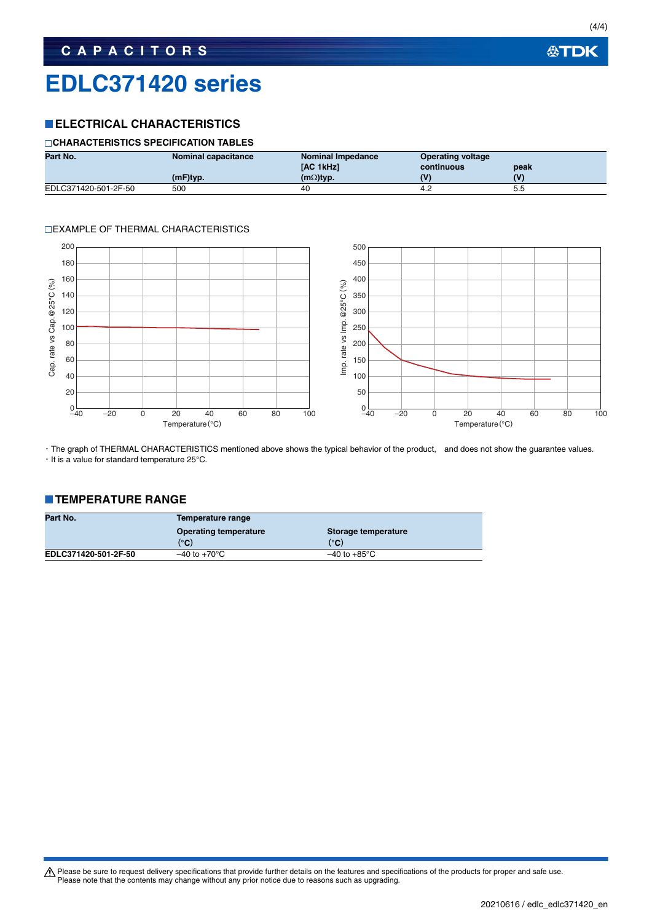# EDLC371420 series

## ELECTRICAL CHARACTERISTICS

### CHARACTERISTICS SPECIFICATION TABLES

| Part No. | Nominal capacitance (mF)typ. | Nominal Impedance [AC 1kHz] (mΩ)typ. | Operating voltage continuous (V) | peak (V) |
|---|---|---|---|---|
| EDLC371420-501-2F-50 | 500 | 40 | 4.2 | 5.5 |

### EXAMPLE OF THERMAL CHARACTERISTICS

Cap. rate vs Cap.@25°C (%)
200
180
160
140
120
100
80
60
40
20
0
–40 –20 0 20 40 60 80 100
Temperature (°C)

Imp. rate vs Imp.@25°C (%)
500
450
400
350
300
250
200
150
100
50
0
–40 –20 0 20 40 60 80 100
Temperature (°C)

・The graph of THERMAL CHARACTERISTICS mentioned above shows the typical behavior of the product, and does not show the guarantee values.
・It is a value for standard temperature 25°C.

## TEMPERATURE RANGE

| Part No. | Temperature range | |
|---|---|---|
| | Operating temperature (°C) | Storage temperature (°C) |
| EDLC371420-501-2F-50 | –40 to +70°C | –40 to +85°C |

⚠ Please be sure to request delivery specifications that provide further details on the features and specifications of the products for proper and safe use.
Please note that the contents may change without any prior notice due to reasons such as upgrading.

20210616 / edlc_edlc371420_en